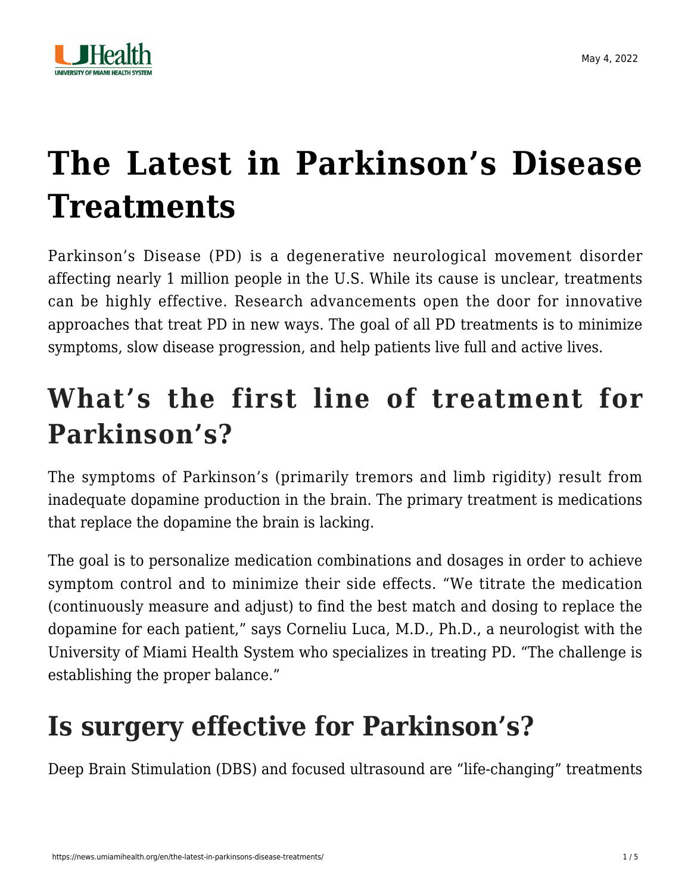May 4, 2022

# The Latest in Parkinson's Disease Treatments

Parkinson's Disease (PD) is a degenerative neurological movement disorder affecting nearly 1 million people in the U.S. While its cause is unclear, treatments can be highly effective. Research advancements open the door for innovative approaches that treat PD in new ways. The goal of all PD treatments is to minimize symptoms, slow disease progression, and help patients live full and active lives.

## What's the first line of treatment for Parkinson's?

The symptoms of Parkinson's (primarily tremors and limb rigidity) result from inadequate dopamine production in the brain. The primary treatment is medications that replace the dopamine the brain is lacking.

The goal is to personalize medication combinations and dosages in order to achieve symptom control and to minimize their side effects. "We titrate the medication (continuously measure and adjust) to find the best match and dosing to replace the dopamine for each patient," says Corneliu Luca, M.D., Ph.D., a neurologist with the University of Miami Health System who specializes in treating PD. "The challenge is establishing the proper balance."

## Is surgery effective for Parkinson's?

Deep Brain Stimulation (DBS) and focused ultrasound are "life-changing" treatments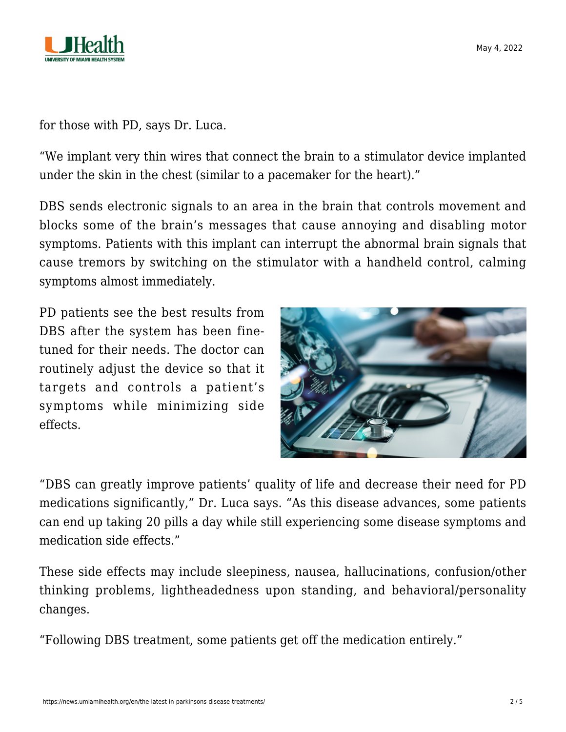for those with PD, says Dr. Luca.

“We implant very thin wires that connect the brain to a stimulator device implanted under the skin in the chest (similar to a pacemaker for the heart).”

DBS sends electronic signals to an area in the brain that controls movement and blocks some of the brain’s messages that cause annoying and disabling motor symptoms. Patients with this implant can interrupt the abnormal brain signals that cause tremors by switching on the stimulator with a handheld control, calming symptoms almost immediately.

PD patients see the best results from DBS after the system has been fine-tuned for their needs. The doctor can routinely adjust the device so that it targets and controls a patient’s symptoms while minimizing side effects.

“DBS can greatly improve patients’ quality of life and decrease their need for PD medications significantly,” Dr. Luca says. “As this disease advances, some patients can end up taking 20 pills a day while still experiencing some disease symptoms and medication side effects.”

These side effects may include sleepiness, nausea, hallucinations, confusion/other thinking problems, lightheadedness upon standing, and behavioral/personality changes.

“Following DBS treatment, some patients get off the medication entirely.”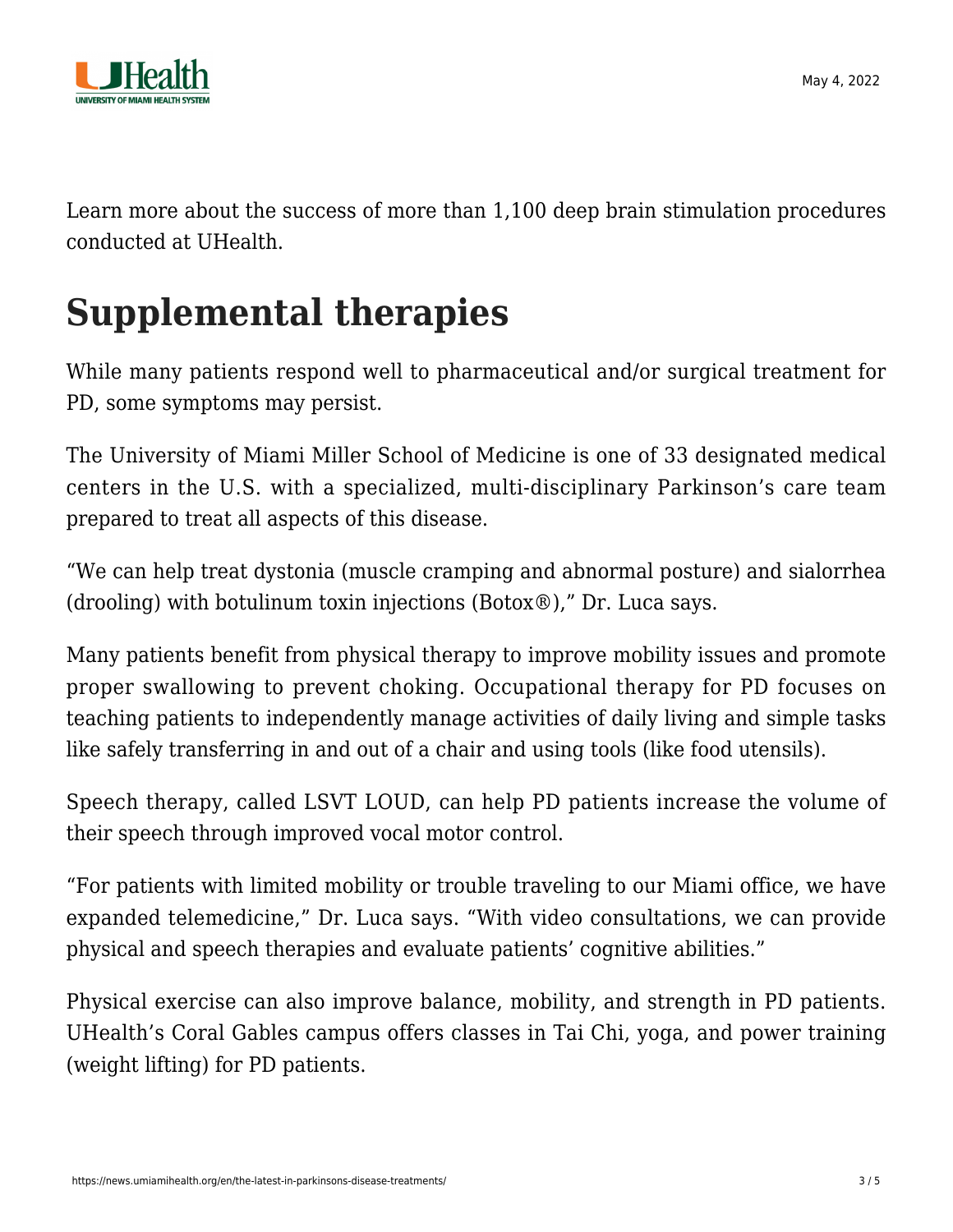Learn more about the success of more than 1,100 deep brain stimulation procedures conducted at UHealth.

## Supplemental therapies

While many patients respond well to pharmaceutical and/or surgical treatment for PD, some symptoms may persist.

The University of Miami Miller School of Medicine is one of 33 designated medical centers in the U.S. with a specialized, multi-disciplinary Parkinson's care team prepared to treat all aspects of this disease.

"We can help treat dystonia (muscle cramping and abnormal posture) and sialorrhea (drooling) with botulinum toxin injections (Botox®)," Dr. Luca says.

Many patients benefit from physical therapy to improve mobility issues and promote proper swallowing to prevent choking. Occupational therapy for PD focuses on teaching patients to independently manage activities of daily living and simple tasks like safely transferring in and out of a chair and using tools (like food utensils).

Speech therapy, called LSVT LOUD, can help PD patients increase the volume of their speech through improved vocal motor control.

"For patients with limited mobility or trouble traveling to our Miami office, we have expanded telemedicine," Dr. Luca says. "With video consultations, we can provide physical and speech therapies and evaluate patients' cognitive abilities."

Physical exercise can also improve balance, mobility, and strength in PD patients. UHealth's Coral Gables campus offers classes in Tai Chi, yoga, and power training (weight lifting) for PD patients.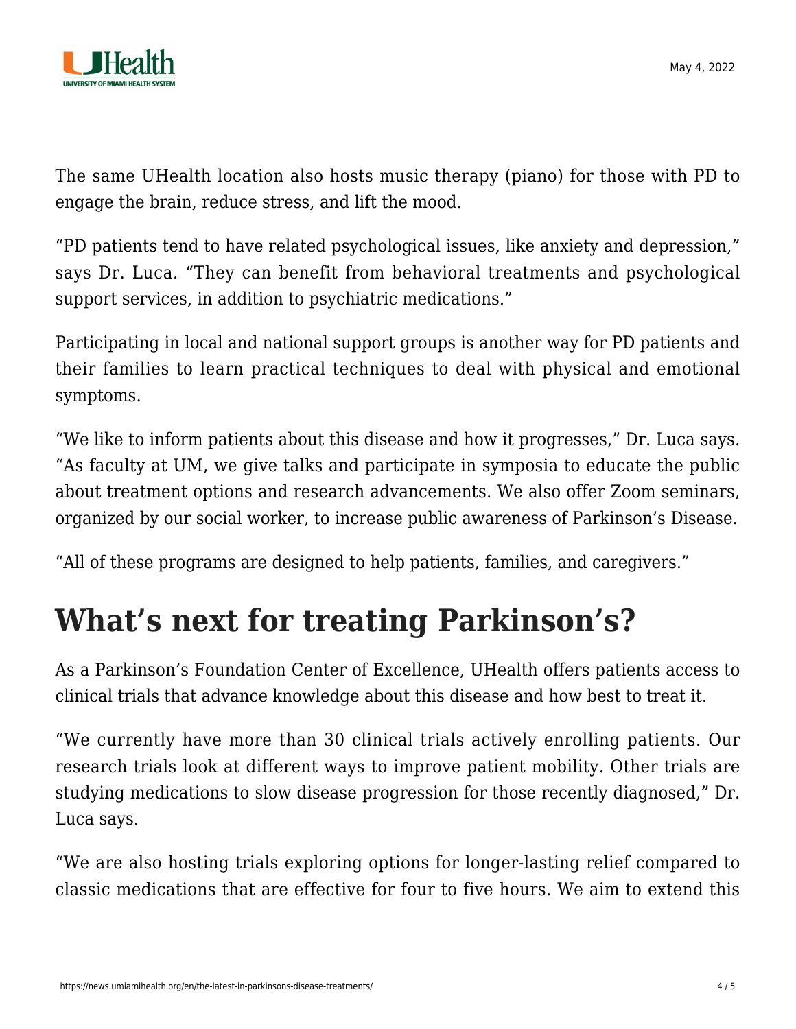The same UHealth location also hosts music therapy (piano) for those with PD to engage the brain, reduce stress, and lift the mood.

"PD patients tend to have related psychological issues, like anxiety and depression," says Dr. Luca. "They can benefit from behavioral treatments and psychological support services, in addition to psychiatric medications."

Participating in local and national support groups is another way for PD patients and their families to learn practical techniques to deal with physical and emotional symptoms.

"We like to inform patients about this disease and how it progresses," Dr. Luca says. "As faculty at UM, we give talks and participate in symposia to educate the public about treatment options and research advancements. We also offer Zoom seminars, organized by our social worker, to increase public awareness of Parkinson's Disease.

"All of these programs are designed to help patients, families, and caregivers."

## What's next for treating Parkinson's?

As a Parkinson's Foundation Center of Excellence, UHealth offers patients access to clinical trials that advance knowledge about this disease and how best to treat it.

"We currently have more than 30 clinical trials actively enrolling patients. Our research trials look at different ways to improve patient mobility. Other trials are studying medications to slow disease progression for those recently diagnosed," Dr. Luca says.

"We are also hosting trials exploring options for longer-lasting relief compared to classic medications that are effective for four to five hours. We aim to extend this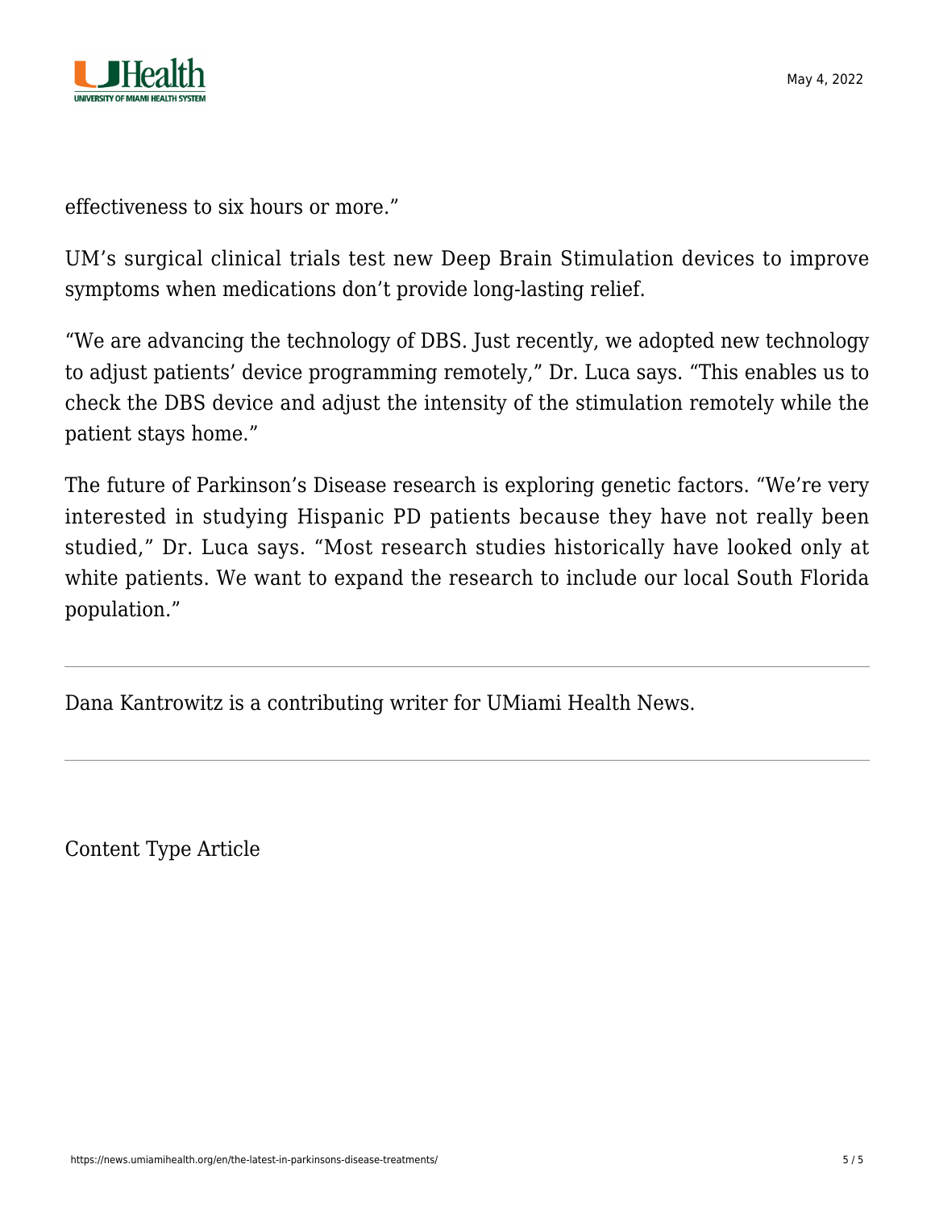effectiveness to six hours or more."

UM's surgical clinical trials test new Deep Brain Stimulation devices to improve symptoms when medications don't provide long-lasting relief.

"We are advancing the technology of DBS. Just recently, we adopted new technology to adjust patients' device programming remotely," Dr. Luca says. "This enables us to check the DBS device and adjust the intensity of the stimulation remotely while the patient stays home."

The future of Parkinson's Disease research is exploring genetic factors. "We're very interested in studying Hispanic PD patients because they have not really been studied," Dr. Luca says. "Most research studies historically have looked only at white patients. We want to expand the research to include our local South Florida population."

---

Dana Kantrowitz is a contributing writer for UMiami Health News.

---

Content Type Article